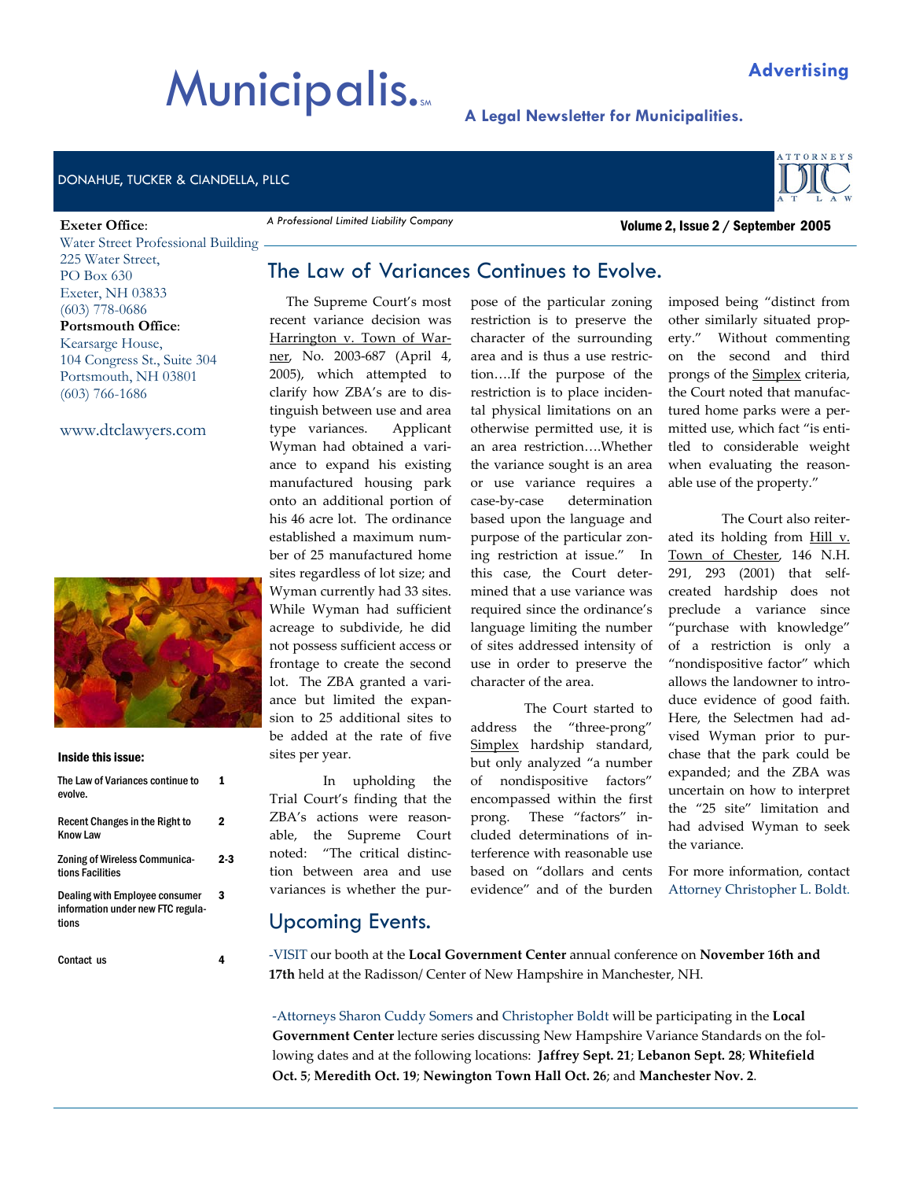# Municipalis.℠

**Advertising**

**A Legal Newsletter for Municipalities.**

DONAHUE, TUCKER & CIANDELLA, PLLC

*A Professional Limited Liability Company*

**Volume 2, Issue 2 / September 2005**

**Exeter Office**:
Water Street Professional Building
225 Water Street,
PO Box 630
Exeter, NH 03833
(603) 778-0686

**Portsmouth Office**:
Kearsarge House,
104 Congress St., Suite 304
Portsmouth, NH 03801
(603) 766-1686

www.dtclawyers.com

**Inside this issue:**

| | |
|---|---|
| The Law of Variances continue to evolve. | 1 |
| Recent Changes in the Right to Know Law | 2 |
| Zoning of Wireless Communications Facilities | 2-3 |
| Dealing with Employee consumer information under new FTC regulations | 3 |
| Contact us | 4 |

## The Law of Variances Continues to Evolve.

The Supreme Court's most recent variance decision was Harrington v. Town of Warner, No. 2003-687 (April 4, 2005), which attempted to clarify how ZBA's are to distinguish between use and area type variances. Applicant Wyman had obtained a variance to expand his existing manufactured housing park onto an additional portion of his 46 acre lot. The ordinance established a maximum number of 25 manufactured home sites regardless of lot size; and Wyman currently had 33 sites. While Wyman had sufficient acreage to subdivide, he did not possess sufficient access or frontage to create the second lot. The ZBA granted a variance but limited the expansion to 25 additional sites to be added at the rate of five sites per year.

In upholding the Trial Court's finding that the ZBA's actions were reasonable, the Supreme Court noted: "The critical distinction between area and use variances is whether the purpose of the particular zoning restriction is to preserve the character of the surrounding area and is thus a use restriction….If the purpose of the restriction is to place incidental physical limitations on an otherwise permitted use, it is an area restriction….Whether the variance sought is an area or use variance requires a case-by-case determination based upon the language and purpose of the particular zoning restriction at issue." In this case, the Court determined that a use variance was required since the ordinance's language limiting the number of sites addressed intensity of use in order to preserve the character of the area.

The Court started to address the "three-prong" Simplex hardship standard, but only analyzed "a number of nondispositive factors" encompassed within the first prong. These "factors" included determinations of interference with reasonable use based on "dollars and cents evidence" and of the burden imposed being "distinct from other similarly situated property." Without commenting on the second and third prongs of the Simplex criteria, the Court noted that manufactured home parks were a permitted use, which fact "is entitled to considerable weight when evaluating the reasonable use of the property."

The Court also reiterated its holding from Hill v. Town of Chester, 146 N.H. 291, 293 (2001) that self-created hardship does not preclude a variance since "purchase with knowledge" of a restriction is only a "nondispositive factor" which allows the landowner to introduce evidence of good faith. Here, the Selectmen had advised Wyman prior to purchase that the park could be expanded; and the ZBA was uncertain on how to interpret the "25 site" limitation and had advised Wyman to seek the variance.

For more information, contact Attorney Christopher L. Boldt.

## Upcoming Events.

-VISIT our booth at the **Local Government Center** annual conference on **November 16th and 17th** held at the Radisson/ Center of New Hampshire in Manchester, NH.

-Attorneys Sharon Cuddy Somers and Christopher Boldt will be participating in the **Local Government Center** lecture series discussing New Hampshire Variance Standards on the following dates and at the following locations: **Jaffrey Sept. 21**; **Lebanon Sept. 28**; **Whitefield Oct. 5**; **Meredith Oct. 19**; **Newington Town Hall Oct. 26**; and **Manchester Nov. 2**.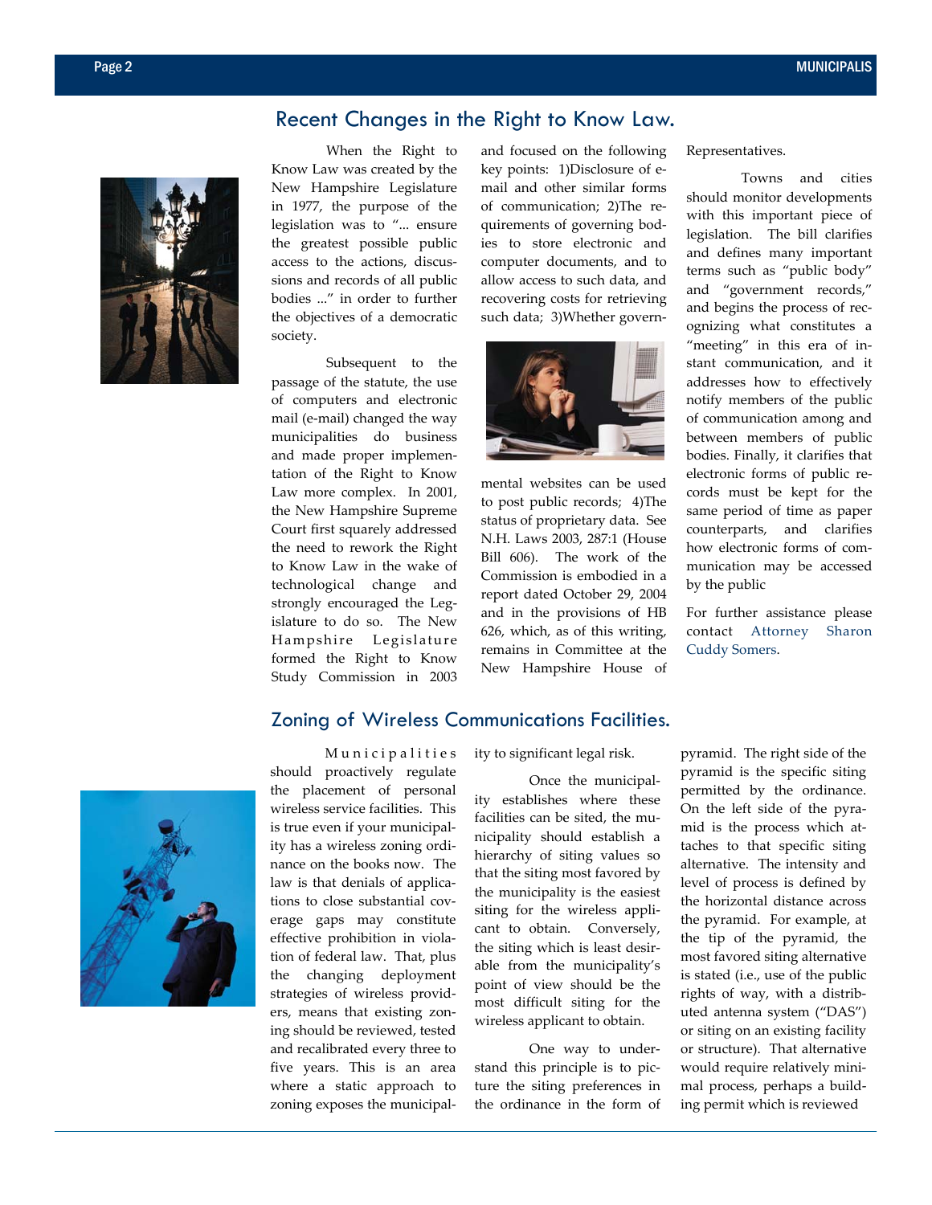## Recent Changes in the Right to Know Law.

When the Right to Know Law was created by the New Hampshire Legislature in 1977, the purpose of the legislation was to "... ensure the greatest possible public access to the actions, discussions and records of all public bodies ..." in order to further the objectives of a democratic society.

Subsequent to the passage of the statute, the use of computers and electronic mail (e-mail) changed the way municipalities do business and made proper implementation of the Right to Know Law more complex. In 2001, the New Hampshire Supreme Court first squarely addressed the need to rework the Right to Know Law in the wake of technological change and strongly encouraged the Legislature to do so. The New Hampshire Legislature formed the Right to Know Study Commission in 2003 and focused on the following key points: 1)Disclosure of e-mail and other similar forms of communication; 2)The requirements of governing bodies to store electronic and computer documents, and to allow access to such data, and recovering costs for retrieving such data; 3)Whether governmental websites can be used to post public records; 4)The status of proprietary data. See N.H. Laws 2003, 287:1 (House Bill 606). The work of the Commission is embodied in a report dated October 29, 2004 and in the provisions of HB 626, which, as of this writing, remains in Committee at the New Hampshire House of Representatives.

Towns and cities should monitor developments with this important piece of legislation. The bill clarifies and defines many important terms such as "public body" and "government records," and begins the process of recognizing what constitutes a "meeting" in this era of instant communication, and it addresses how to effectively notify members of the public of communication among and between members of public bodies. Finally, it clarifies that electronic forms of public records must be kept for the same period of time as paper counterparts, and clarifies how electronic forms of communication may be accessed by the public

For further assistance please contact Attorney Sharon Cuddy Somers.

## Zoning of Wireless Communications Facilities.

Municipalities should proactively regulate the placement of personal wireless service facilities. This is true even if your municipality has a wireless zoning ordinance on the books now. The law is that denials of applications to close substantial coverage gaps may constitute effective prohibition in violation of federal law. That, plus the changing deployment strategies of wireless providers, means that existing zoning should be reviewed, tested and recalibrated every three to five years. This is an area where a static approach to zoning exposes the municipality to significant legal risk.

Once the municipality establishes where these facilities can be sited, the municipality should establish a hierarchy of siting values so that the siting most favored by the municipality is the easiest siting for the wireless applicant to obtain. Conversely, the siting which is least desirable from the municipality's point of view should be the most difficult siting for the wireless applicant to obtain.

One way to understand this principle is to picture the siting preferences in the ordinance in the form of pyramid. The right side of the pyramid is the specific siting permitted by the ordinance. On the left side of the pyramid is the process which attaches to that specific siting alternative. The intensity and level of process is defined by the horizontal distance across the pyramid. For example, at the tip of the pyramid, the most favored siting alternative is stated (i.e., use of the public rights of way, with a distributed antenna system ("DAS") or siting on an existing facility or structure). That alternative would require relatively minimal process, perhaps a building permit which is reviewed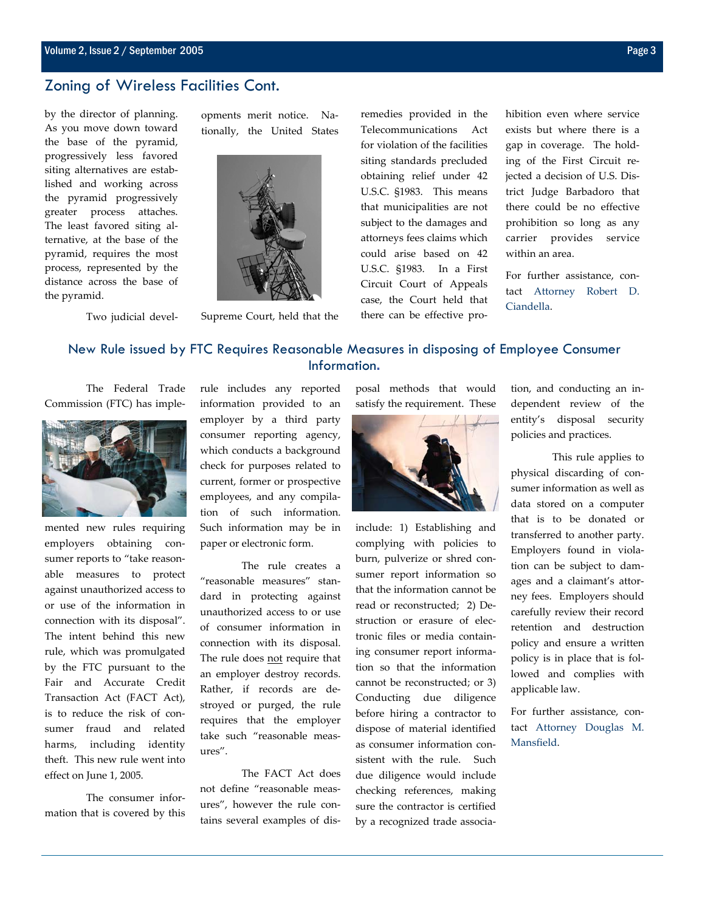## Zoning of Wireless Facilities Cont.

by the director of planning. As you move down toward the base of the pyramid, progressively less favored siting alternatives are established and working across the pyramid progressively greater process attaches. The least favored siting alternative, at the base of the pyramid, requires the most process, represented by the distance across the base of the pyramid.

Two judicial developments merit notice. Nationally, the United States Supreme Court, held that the remedies provided in the Telecommunications Act for violation of the facilities siting standards precluded obtaining relief under 42 U.S.C. §1983. This means that municipalities are not subject to the damages and attorneys fees claims which could arise based on 42 U.S.C. §1983. In a First Circuit Court of Appeals case, the Court held that there can be effective prohibition even where service exists but where there is a gap in coverage. The holding of the First Circuit rejected a decision of U.S. District Judge Barbadoro that there could be no effective prohibition so long as any carrier provides service within an area.

For further assistance, contact Attorney Robert D. Ciandella.

## New Rule issued by FTC Requires Reasonable Measures in disposing of Employee Consumer Information.

The Federal Trade Commission (FTC) has implemented new rules requiring employers obtaining consumer reports to "take reasonable measures to protect against unauthorized access to or use of the information in connection with its disposal". The intent behind this new rule, which was promulgated by the FTC pursuant to the Fair and Accurate Credit Transaction Act (FACT Act), is to reduce the risk of consumer fraud and related harms, including identity theft. This new rule went into effect on June 1, 2005.

The consumer information that is covered by this rule includes any reported information provided to an employer by a third party consumer reporting agency, which conducts a background check for purposes related to current, former or prospective employees, and any compilation of such information. Such information may be in paper or electronic form.

The rule creates a "reasonable measures" standard in protecting against unauthorized access to or use of consumer information in connection with its disposal. The rule does not require that an employer destroy records. Rather, if records are destroyed or purged, the rule requires that the employer take such "reasonable measures".

The FACT Act does not define "reasonable measures", however the rule contains several examples of disposal methods that would satisfy the requirement. These include: 1) Establishing and complying with policies to burn, pulverize or shred consumer report information so that the information cannot be read or reconstructed; 2) Destruction or erasure of electronic files or media containing consumer report information so that the information cannot be reconstructed; or 3) Conducting due diligence before hiring a contractor to dispose of material identified as consumer information consistent with the rule. Such due diligence would include checking references, making sure the contractor is certified by a recognized trade association, and conducting an independent review of the entity's disposal security policies and practices.

This rule applies to physical discarding of consumer information as well as data stored on a computer that is to be donated or transferred to another party. Employers found in violation can be subject to damages and a claimant's attorney fees. Employers should carefully review their record retention and destruction policy and ensure a written policy is in place that is followed and complies with applicable law.

For further assistance, contact Attorney Douglas M. Mansfield.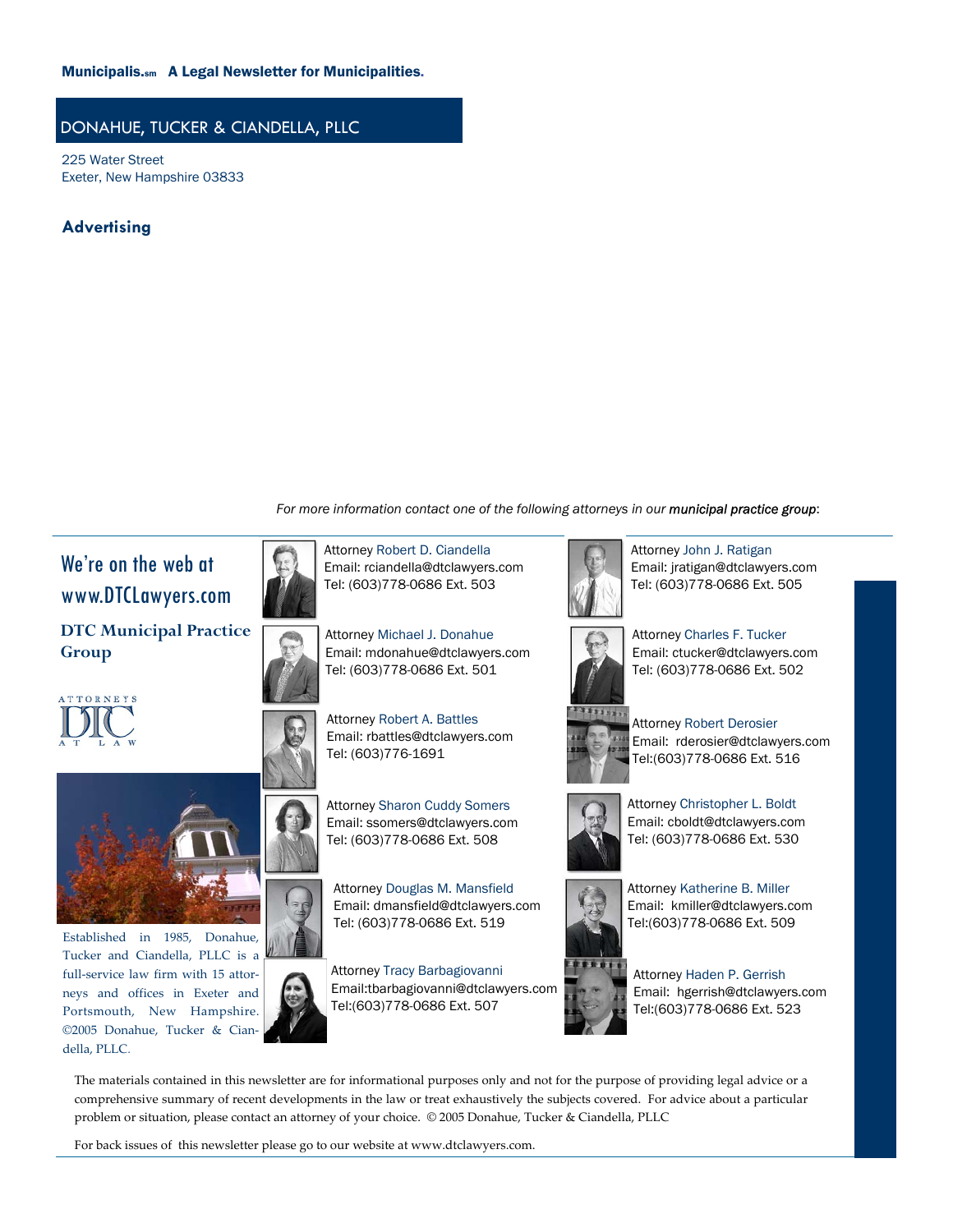**Municipalis.sm A Legal Newsletter for Municipalities.**

## DONAHUE, TUCKER & CIANDELLA, PLLC

225 Water Street
Exeter, New Hampshire 03833

**Advertising**

*For more information contact one of the following attorneys in our **municipal practice group**:*

## We're on the web at www.DTCLawyers.com

### DTC Municipal Practice Group

ATTORNEYS DTC AT LAW

Established in 1985, Donahue, Tucker and Ciandella, PLLC is a full-service law firm with 15 attorneys and offices in Exeter and Portsmouth, New Hampshire. ©2005 Donahue, Tucker & Ciandella, PLLC.

Attorney Robert D. Ciandella
Email: rciandella@dtclawyers.com
Tel: (603)778-0686 Ext. 503

Attorney Michael J. Donahue
Email: mdonahue@dtclawyers.com
Tel: (603)778-0686 Ext. 501

Attorney Robert A. Battles
Email: rbattles@dtclawyers.com
Tel: (603)776-1691

Attorney Sharon Cuddy Somers
Email: ssomers@dtclawyers.com
Tel: (603)778-0686 Ext. 508

Attorney Douglas M. Mansfield
Email: dmansfield@dtclawyers.com
Tel: (603)778-0686 Ext. 519

Attorney Tracy Barbagiovanni
Email:tbarbagiovanni@dtclawyers.com
Tel:(603)778-0686 Ext. 507

Attorney John J. Ratigan
Email: jratigan@dtclawyers.com
Tel: (603)778-0686 Ext. 505

Attorney Charles F. Tucker
Email: ctucker@dtclawyers.com
Tel: (603)778-0686 Ext. 502

Attorney Robert Derosier
Email: rderosier@dtclawyers.com
Tel:(603)778-0686 Ext. 516

Attorney Christopher L. Boldt
Email: cboldt@dtclawyers.com
Tel: (603)778-0686 Ext. 530

Attorney Katherine B. Miller
Email: kmiller@dtclawyers.com
Tel:(603)778-0686 Ext. 509

Attorney Haden P. Gerrish
Email: hgerrish@dtclawyers.com
Tel:(603)778-0686 Ext. 523

The materials contained in this newsletter are for informational purposes only and not for the purpose of providing legal advice or a comprehensive summary of recent developments in the law or treat exhaustively the subjects covered. For advice about a particular problem or situation, please contact an attorney of your choice. © 2005 Donahue, Tucker & Ciandella, PLLC

For back issues of this newsletter please go to our website at www.dtclawyers.com.